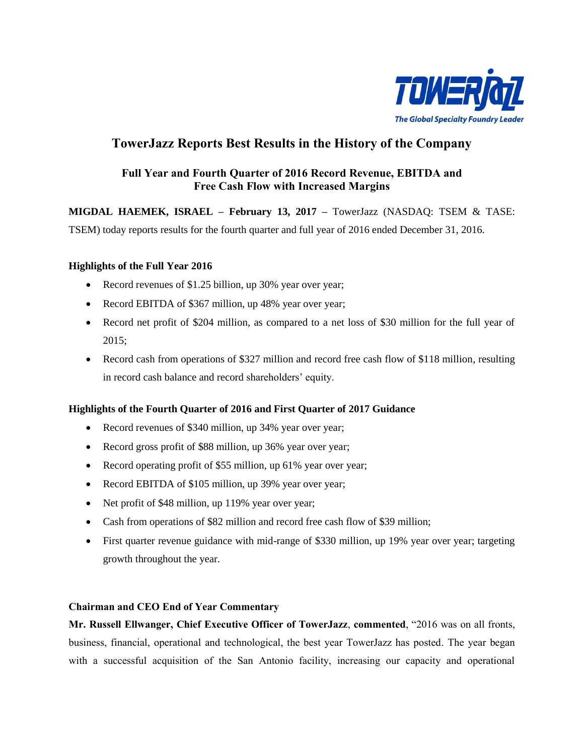# TowerJazz Reports Best Results in the History of the Company

## Full Year and Fourth Quarter of 2016 Record Revenue, EBITDA and Free Cash Flow with Increased Margins

**MIGDAL HAEMEK, ISRAEL – February 13, 2017 –** TowerJazz (NASDAQ: TSEM & TASE: TSEM) today reports results for the fourth quarter and full year of 2016 ended December 31, 2016.

### Highlights of the Full Year 2016

- Record revenues of $1.25 billion, up 30% year over year;
- Record EBITDA of $367 million, up 48% year over year;
- Record net profit of $204 million, as compared to a net loss of $30 million for the full year of 2015;
- Record cash from operations of $327 million and record free cash flow of $118 million, resulting in record cash balance and record shareholders' equity.

### Highlights of the Fourth Quarter of 2016 and First Quarter of 2017 Guidance

- Record revenues of $340 million, up 34% year over year;
- Record gross profit of $88 million, up 36% year over year;
- Record operating profit of $55 million, up 61% year over year;
- Record EBITDA of $105 million, up 39% year over year;
- Net profit of $48 million, up 119% year over year;
- Cash from operations of $82 million and record free cash flow of $39 million;
- First quarter revenue guidance with mid-range of $330 million, up 19% year over year; targeting growth throughout the year.

### Chairman and CEO End of Year Commentary

**Mr. Russell Ellwanger, Chief Executive Officer of TowerJazz**, **commented**, "2016 was on all fronts, business, financial, operational and technological, the best year TowerJazz has posted. The year began with a successful acquisition of the San Antonio facility, increasing our capacity and operational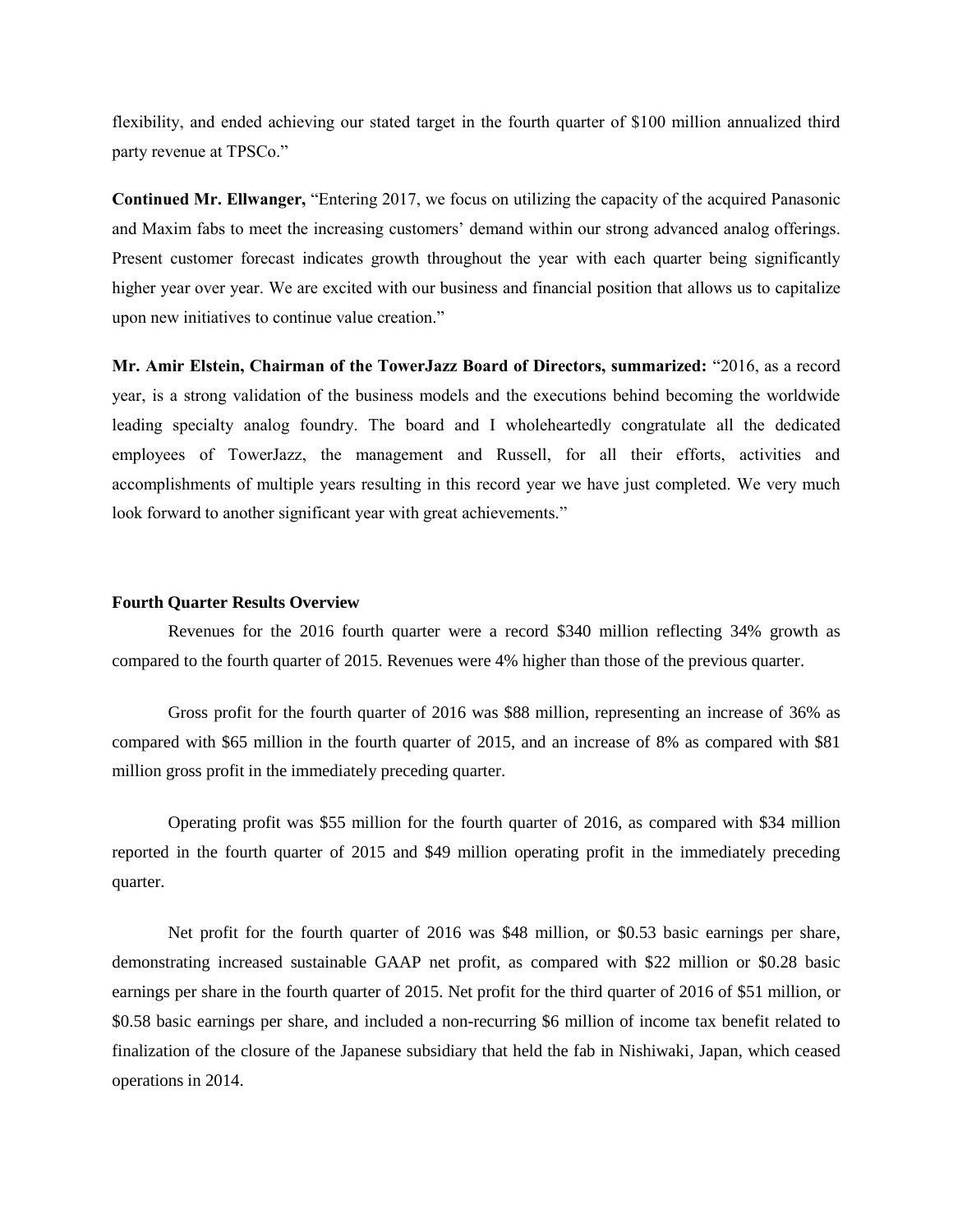flexibility, and ended achieving our stated target in the fourth quarter of $100 million annualized third party revenue at TPSCo."

**Continued Mr. Ellwanger,** "Entering 2017, we focus on utilizing the capacity of the acquired Panasonic and Maxim fabs to meet the increasing customers' demand within our strong advanced analog offerings. Present customer forecast indicates growth throughout the year with each quarter being significantly higher year over year. We are excited with our business and financial position that allows us to capitalize upon new initiatives to continue value creation."

**Mr. Amir Elstein, Chairman of the TowerJazz Board of Directors, summarized:** "2016, as a record year, is a strong validation of the business models and the executions behind becoming the worldwide leading specialty analog foundry. The board and I wholeheartedly congratulate all the dedicated employees of TowerJazz, the management and Russell, for all their efforts, activities and accomplishments of multiple years resulting in this record year we have just completed. We very much look forward to another significant year with great achievements."

**Fourth Quarter Results Overview**

Revenues for the 2016 fourth quarter were a record $340 million reflecting 34% growth as compared to the fourth quarter of 2015. Revenues were 4% higher than those of the previous quarter.

Gross profit for the fourth quarter of 2016 was $88 million, representing an increase of 36% as compared with $65 million in the fourth quarter of 2015, and an increase of 8% as compared with $81 million gross profit in the immediately preceding quarter.

Operating profit was $55 million for the fourth quarter of 2016, as compared with $34 million reported in the fourth quarter of 2015 and $49 million operating profit in the immediately preceding quarter.

Net profit for the fourth quarter of 2016 was $48 million, or $0.53 basic earnings per share, demonstrating increased sustainable GAAP net profit, as compared with $22 million or $0.28 basic earnings per share in the fourth quarter of 2015. Net profit for the third quarter of 2016 of $51 million, or $0.58 basic earnings per share, and included a non-recurring $6 million of income tax benefit related to finalization of the closure of the Japanese subsidiary that held the fab in Nishiwaki, Japan, which ceased operations in 2014.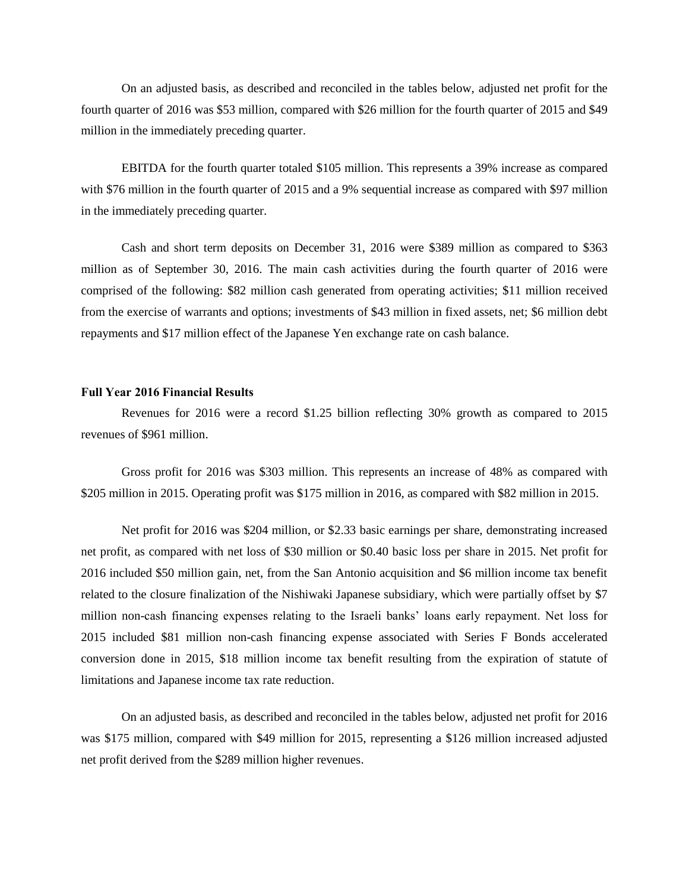On an adjusted basis, as described and reconciled in the tables below, adjusted net profit for the fourth quarter of 2016 was $53 million, compared with $26 million for the fourth quarter of 2015 and $49 million in the immediately preceding quarter.

EBITDA for the fourth quarter totaled $105 million. This represents a 39% increase as compared with $76 million in the fourth quarter of 2015 and a 9% sequential increase as compared with $97 million in the immediately preceding quarter.

Cash and short term deposits on December 31, 2016 were $389 million as compared to $363 million as of September 30, 2016. The main cash activities during the fourth quarter of 2016 were comprised of the following: $82 million cash generated from operating activities; $11 million received from the exercise of warrants and options; investments of $43 million in fixed assets, net; $6 million debt repayments and $17 million effect of the Japanese Yen exchange rate on cash balance.

**Full Year 2016 Financial Results**

Revenues for 2016 were a record $1.25 billion reflecting 30% growth as compared to 2015 revenues of $961 million.

Gross profit for 2016 was $303 million. This represents an increase of 48% as compared with $205 million in 2015. Operating profit was $175 million in 2016, as compared with $82 million in 2015.

Net profit for 2016 was $204 million, or $2.33 basic earnings per share, demonstrating increased net profit, as compared with net loss of $30 million or $0.40 basic loss per share in 2015. Net profit for 2016 included $50 million gain, net, from the San Antonio acquisition and $6 million income tax benefit related to the closure finalization of the Nishiwaki Japanese subsidiary, which were partially offset by $7 million non-cash financing expenses relating to the Israeli banks' loans early repayment. Net loss for 2015 included $81 million non-cash financing expense associated with Series F Bonds accelerated conversion done in 2015, $18 million income tax benefit resulting from the expiration of statute of limitations and Japanese income tax rate reduction.

On an adjusted basis, as described and reconciled in the tables below, adjusted net profit for 2016 was $175 million, compared with $49 million for 2015, representing a $126 million increased adjusted net profit derived from the $289 million higher revenues.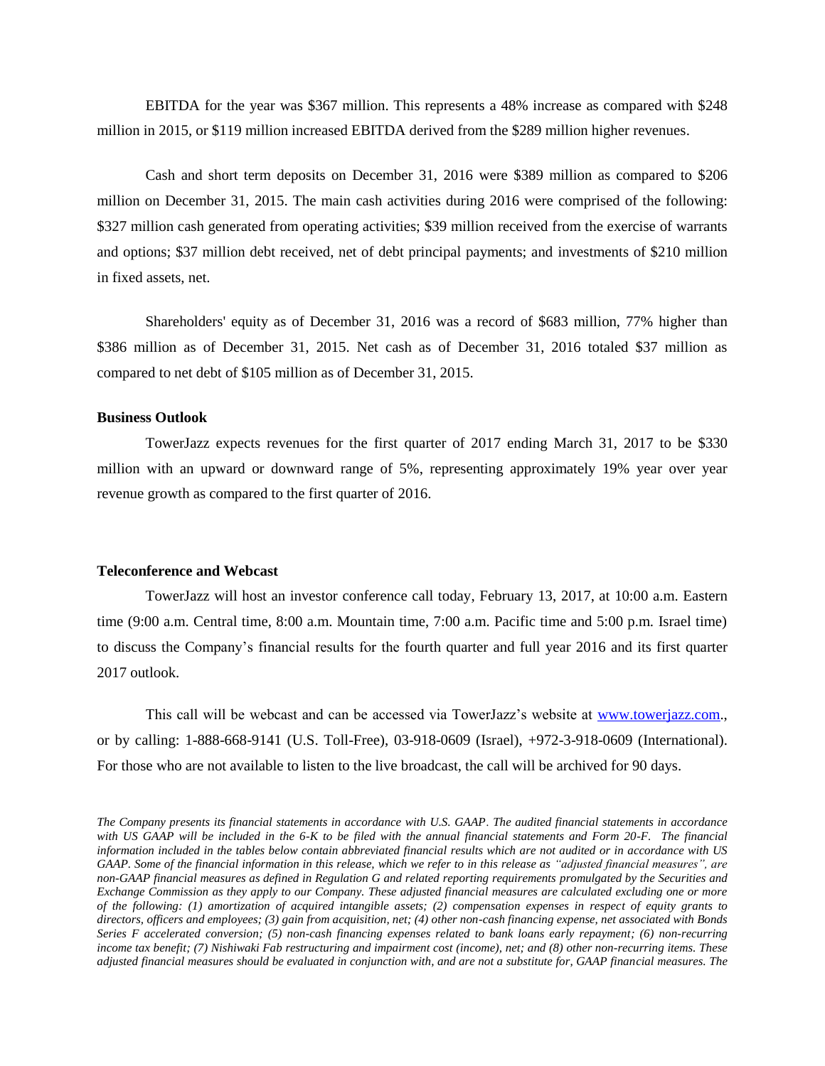EBITDA for the year was $367 million. This represents a 48% increase as compared with $248 million in 2015, or $119 million increased EBITDA derived from the $289 million higher revenues.

Cash and short term deposits on December 31, 2016 were $389 million as compared to $206 million on December 31, 2015. The main cash activities during 2016 were comprised of the following: $327 million cash generated from operating activities; $39 million received from the exercise of warrants and options; $37 million debt received, net of debt principal payments; and investments of $210 million in fixed assets, net.

Shareholders' equity as of December 31, 2016 was a record of $683 million, 77% higher than $386 million as of December 31, 2015. Net cash as of December 31, 2016 totaled $37 million as compared to net debt of $105 million as of December 31, 2015.

**Business Outlook**

TowerJazz expects revenues for the first quarter of 2017 ending March 31, 2017 to be $330 million with an upward or downward range of 5%, representing approximately 19% year over year revenue growth as compared to the first quarter of 2016.

**Teleconference and Webcast**

TowerJazz will host an investor conference call today, February 13, 2017, at 10:00 a.m. Eastern time (9:00 a.m. Central time, 8:00 a.m. Mountain time, 7:00 a.m. Pacific time and 5:00 p.m. Israel time) to discuss the Company's financial results for the fourth quarter and full year 2016 and its first quarter 2017 outlook.

This call will be webcast and can be accessed via TowerJazz's website at [www.towerjazz.com](http://www.towerjazz.com)., or by calling: 1-888-668-9141 (U.S. Toll-Free), 03-918-0609 (Israel), +972-3-918-0609 (International). For those who are not available to listen to the live broadcast, the call will be archived for 90 days.

*The Company presents its financial statements in accordance with U.S. GAAP. The audited financial statements in accordance with US GAAP will be included in the 6-K to be filed with the annual financial statements and Form 20-F. The financial information included in the tables below contain abbreviated financial results which are not audited or in accordance with US GAAP. Some of the financial information in this release, which we refer to in this release as "adjusted financial measures", are non-GAAP financial measures as defined in Regulation G and related reporting requirements promulgated by the Securities and Exchange Commission as they apply to our Company. These adjusted financial measures are calculated excluding one or more of the following: (1) amortization of acquired intangible assets; (2) compensation expenses in respect of equity grants to directors, officers and employees; (3) gain from acquisition, net; (4) other non-cash financing expense, net associated with Bonds Series F accelerated conversion; (5) non-cash financing expenses related to bank loans early repayment; (6) non-recurring income tax benefit; (7) Nishiwaki Fab restructuring and impairment cost (income), net; and (8) other non-recurring items. These adjusted financial measures should be evaluated in conjunction with, and are not a substitute for, GAAP financial measures. The*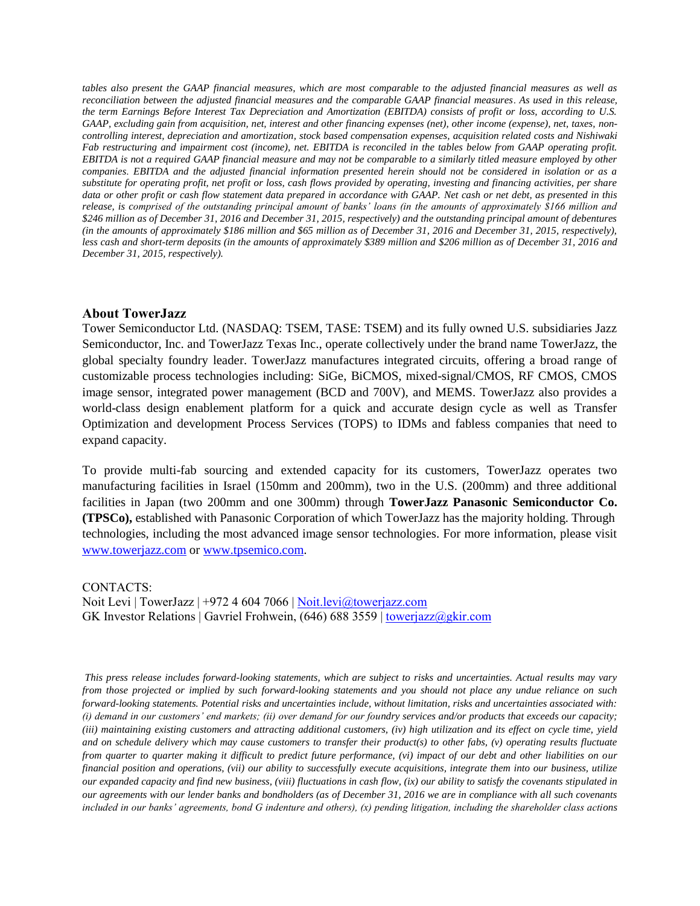*tables also present the GAAP financial measures, which are most comparable to the adjusted financial measures as well as reconciliation between the adjusted financial measures and the comparable GAAP financial measures. As used in this release, the term Earnings Before Interest Tax Depreciation and Amortization (EBITDA) consists of profit or loss, according to U.S. GAAP, excluding gain from acquisition, net, interest and other financing expenses (net), other income (expense), net, taxes, non-controlling interest, depreciation and amortization, stock based compensation expenses, acquisition related costs and Nishiwaki Fab restructuring and impairment cost (income), net. EBITDA is reconciled in the tables below from GAAP operating profit. EBITDA is not a required GAAP financial measure and may not be comparable to a similarly titled measure employed by other companies. EBITDA and the adjusted financial information presented herein should not be considered in isolation or as a substitute for operating profit, net profit or loss, cash flows provided by operating, investing and financing activities, per share data or other profit or cash flow statement data prepared in accordance with GAAP. Net cash or net debt, as presented in this release, is comprised of the outstanding principal amount of banks' loans (in the amounts of approximately $166 million and $246 million as of December 31, 2016 and December 31, 2015, respectively) and the outstanding principal amount of debentures (in the amounts of approximately $186 million and $65 million as of December 31, 2016 and December 31, 2015, respectively), less cash and short-term deposits (in the amounts of approximately $389 million and $206 million as of December 31, 2016 and December 31, 2015, respectively).*

## About TowerJazz

Tower Semiconductor Ltd. (NASDAQ: TSEM, TASE: TSEM) and its fully owned U.S. subsidiaries Jazz Semiconductor, Inc. and TowerJazz Texas Inc., operate collectively under the brand name TowerJazz, the global specialty foundry leader. TowerJazz manufactures integrated circuits, offering a broad range of customizable process technologies including: SiGe, BiCMOS, mixed-signal/CMOS, RF CMOS, CMOS image sensor, integrated power management (BCD and 700V), and MEMS. TowerJazz also provides a world-class design enablement platform for a quick and accurate design cycle as well as Transfer Optimization and development Process Services (TOPS) to IDMs and fabless companies that need to expand capacity.

To provide multi-fab sourcing and extended capacity for its customers, TowerJazz operates two manufacturing facilities in Israel (150mm and 200mm), two in the U.S. (200mm) and three additional facilities in Japan (two 200mm and one 300mm) through **TowerJazz Panasonic Semiconductor Co. (TPSCo),** established with Panasonic Corporation of which TowerJazz has the majority holding. Through technologies, including the most advanced image sensor technologies. For more information, please visit [www.towerjazz.com](www.towerjazz.com) or [www.tpsemico.com](www.tpsemico.com).

CONTACTS:
Noit Levi | TowerJazz | +972 4 604 7066 | [Noit.levi@towerjazz.com](mailto:Noit.levi@towerjazz.com)
GK Investor Relations | Gavriel Frohwein, (646) 688 3559 | [towerjazz@gkir.com](mailto:towerjazz@gkir.com)

*This press release includes forward-looking statements, which are subject to risks and uncertainties. Actual results may vary from those projected or implied by such forward-looking statements and you should not place any undue reliance on such forward-looking statements. Potential risks and uncertainties include, without limitation, risks and uncertainties associated with: (i) demand in our customers' end markets; (ii) over demand for our foundry services and/or products that exceeds our capacity; (iii) maintaining existing customers and attracting additional customers, (iv) high utilization and its effect on cycle time, yield and on schedule delivery which may cause customers to transfer their product(s) to other fabs, (v) operating results fluctuate from quarter to quarter making it difficult to predict future performance, (vi) impact of our debt and other liabilities on our financial position and operations, (vii) our ability to successfully execute acquisitions, integrate them into our business, utilize our expanded capacity and find new business, (viii) fluctuations in cash flow, (ix) our ability to satisfy the covenants stipulated in our agreements with our lender banks and bondholders (as of December 31, 2016 we are in compliance with all such covenants included in our banks' agreements, bond G indenture and others), (x) pending litigation, including the shareholder class actions*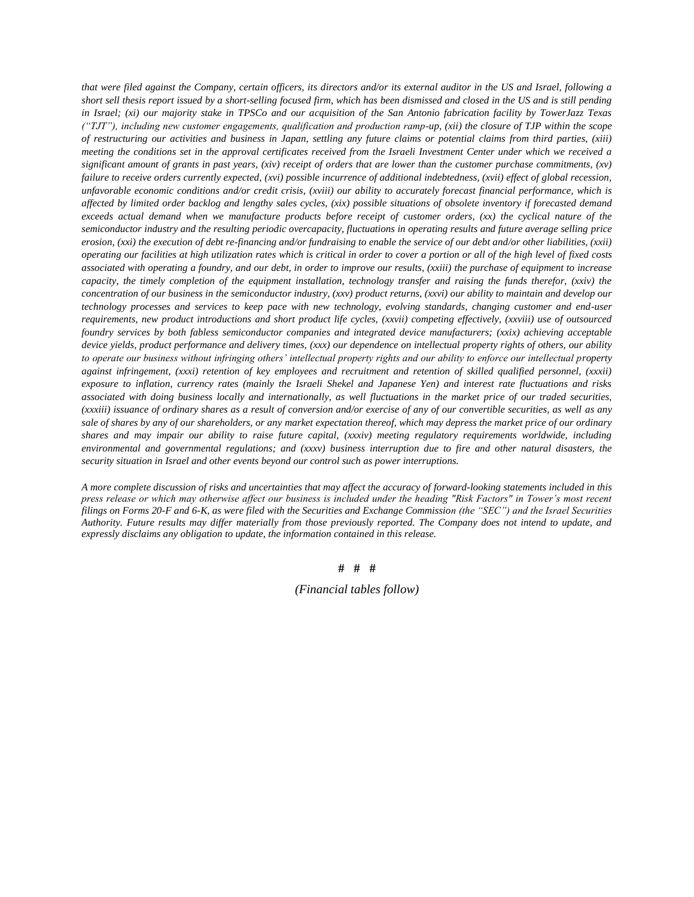*that were filed against the Company, certain officers, its directors and/or its external auditor in the US and Israel, following a short sell thesis report issued by a short-selling focused firm, which has been dismissed and closed in the US and is still pending in Israel; (xi) our majority stake in TPSCo and our acquisition of the San Antonio fabrication facility by TowerJazz Texas ("TJT"), including new customer engagements, qualification and production ramp-up, (xii) the closure of TJP within the scope of restructuring our activities and business in Japan, settling any future claims or potential claims from third parties, (xiii) meeting the conditions set in the approval certificates received from the Israeli Investment Center under which we received a significant amount of grants in past years, (xiv) receipt of orders that are lower than the customer purchase commitments, (xv) failure to receive orders currently expected, (xvi) possible incurrence of additional indebtedness, (xvii) effect of global recession, unfavorable economic conditions and/or credit crisis, (xviii) our ability to accurately forecast financial performance, which is affected by limited order backlog and lengthy sales cycles, (xix) possible situations of obsolete inventory if forecasted demand exceeds actual demand when we manufacture products before receipt of customer orders, (xx) the cyclical nature of the semiconductor industry and the resulting periodic overcapacity, fluctuations in operating results and future average selling price erosion, (xxi) the execution of debt re-financing and/or fundraising to enable the service of our debt and/or other liabilities, (xxii) operating our facilities at high utilization rates which is critical in order to cover a portion or all of the high level of fixed costs associated with operating a foundry, and our debt, in order to improve our results, (xxiii) the purchase of equipment to increase capacity, the timely completion of the equipment installation, technology transfer and raising the funds therefor, (xxiv) the concentration of our business in the semiconductor industry, (xxv) product returns, (xxvi) our ability to maintain and develop our technology processes and services to keep pace with new technology, evolving standards, changing customer and end-user requirements, new product introductions and short product life cycles, (xxvii) competing effectively, (xxviii) use of outsourced foundry services by both fabless semiconductor companies and integrated device manufacturers; (xxix) achieving acceptable device yields, product performance and delivery times, (xxx) our dependence on intellectual property rights of others, our ability to operate our business without infringing others' intellectual property rights and our ability to enforce our intellectual property against infringement, (xxxi) retention of key employees and recruitment and retention of skilled qualified personnel, (xxxii) exposure to inflation, currency rates (mainly the Israeli Shekel and Japanese Yen) and interest rate fluctuations and risks associated with doing business locally and internationally, as well fluctuations in the market price of our traded securities, (xxxiii) issuance of ordinary shares as a result of conversion and/or exercise of any of our convertible securities, as well as any sale of shares by any of our shareholders, or any market expectation thereof, which may depress the market price of our ordinary shares and may impair our ability to raise future capital, (xxxiv) meeting regulatory requirements worldwide, including environmental and governmental regulations; and (xxxv) business interruption due to fire and other natural disasters, the security situation in Israel and other events beyond our control such as power interruptions.*

*A more complete discussion of risks and uncertainties that may affect the accuracy of forward-looking statements included in this press release or which may otherwise affect our business is included under the heading "Risk Factors" in Tower's most recent filings on Forms 20-F and 6-K, as were filed with the Securities and Exchange Commission (the "SEC") and the Israel Securities Authority. Future results may differ materially from those previously reported. The Company does not intend to update, and expressly disclaims any obligation to update, the information contained in this release.*

# # #

*(Financial tables follow)*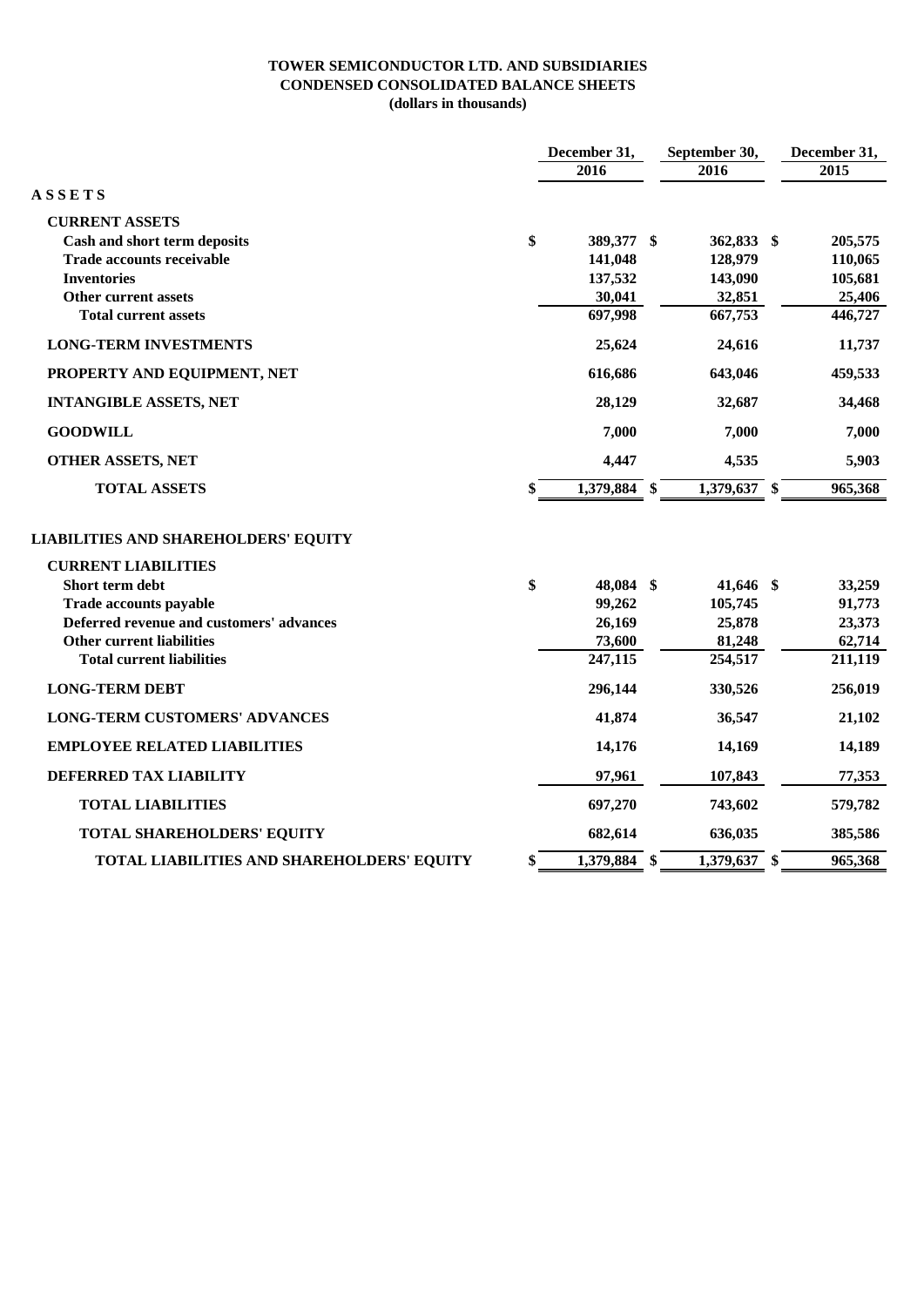**TOWER SEMICONDUCTOR LTD. AND SUBSIDIARIES**
**CONDENSED CONSOLIDATED BALANCE SHEETS**
**(dollars in thousands)**

| | December 31, 2016 | September 30, 2016 | December 31, 2015 |
|---|---|---|---|
| **A S S E T S** | | | |
| **CURRENT ASSETS** | | | |
| Cash and short term deposits | $ 389,377 | $ 362,833 | $ 205,575 |
| Trade accounts receivable | 141,048 | 128,979 | 110,065 |
| Inventories | 137,532 | 143,090 | 105,681 |
| Other current assets | 30,041 | 32,851 | 25,406 |
| Total current assets | 697,998 | 667,753 | 446,727 |
| **LONG-TERM INVESTMENTS** | 25,624 | 24,616 | 11,737 |
| **PROPERTY AND EQUIPMENT, NET** | 616,686 | 643,046 | 459,533 |
| **INTANGIBLE ASSETS, NET** | 28,129 | 32,687 | 34,468 |
| **GOODWILL** | 7,000 | 7,000 | 7,000 |
| **OTHER ASSETS, NET** | 4,447 | 4,535 | 5,903 |
| **TOTAL ASSETS** | $ 1,379,884 | $ 1,379,637 | $ 965,368 |
| **LIABILITIES AND SHAREHOLDERS' EQUITY** | | | |
| **CURRENT LIABILITIES** | | | |
| Short term debt | $ 48,084 | $ 41,646 | $ 33,259 |
| Trade accounts payable | 99,262 | 105,745 | 91,773 |
| Deferred revenue and customers' advances | 26,169 | 25,878 | 23,373 |
| Other current liabilities | 73,600 | 81,248 | 62,714 |
| Total current liabilities | 247,115 | 254,517 | 211,119 |
| **LONG-TERM DEBT** | 296,144 | 330,526 | 256,019 |
| **LONG-TERM CUSTOMERS' ADVANCES** | 41,874 | 36,547 | 21,102 |
| **EMPLOYEE RELATED LIABILITIES** | 14,176 | 14,169 | 14,189 |
| **DEFERRED TAX LIABILITY** | 97,961 | 107,843 | 77,353 |
| **TOTAL LIABILITIES** | 697,270 | 743,602 | 579,782 |
| **TOTAL SHAREHOLDERS' EQUITY** | 682,614 | 636,035 | 385,586 |
| **TOTAL LIABILITIES AND SHAREHOLDERS' EQUITY** | $ 1,379,884 | $ 1,379,637 | $ 965,368 |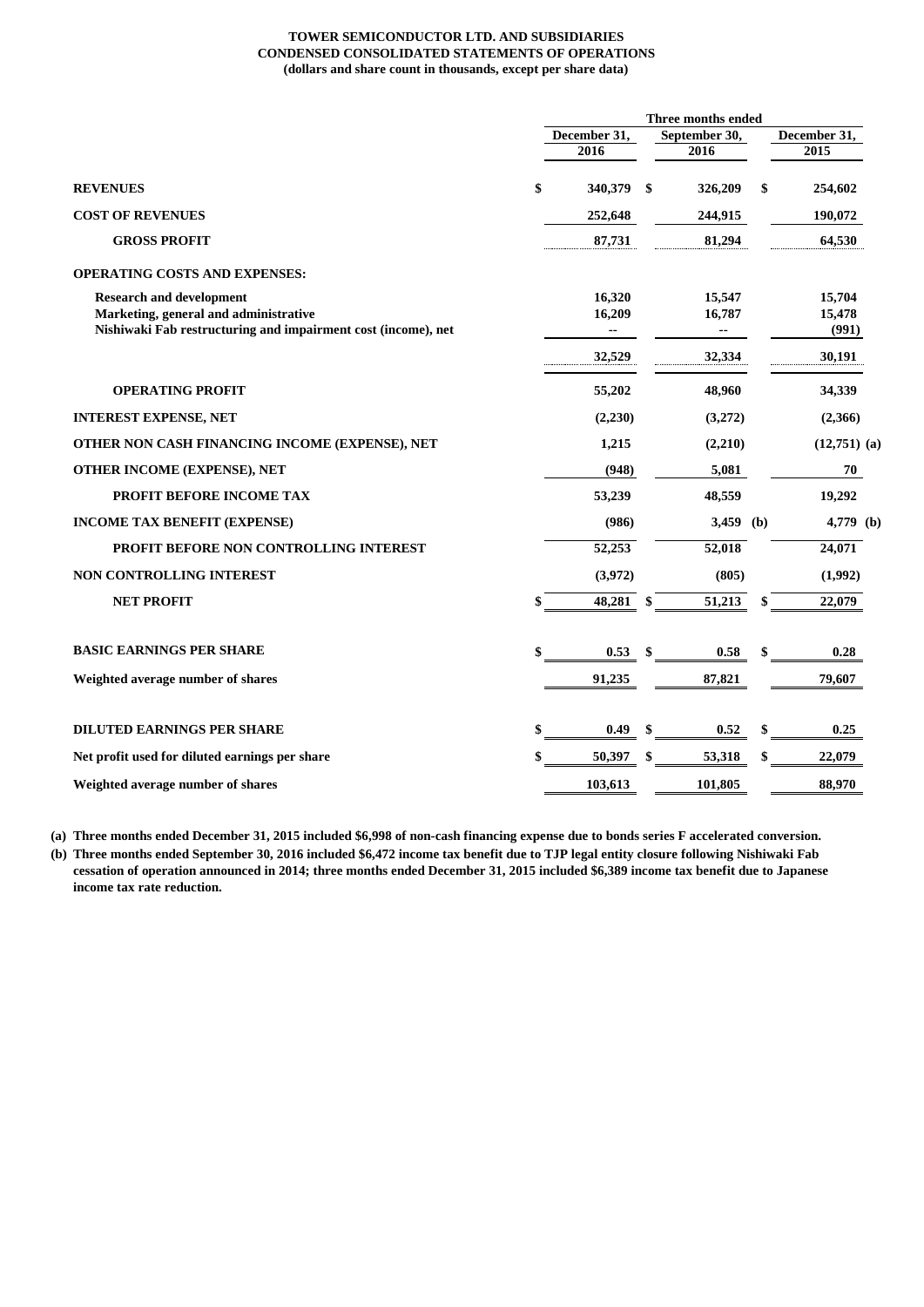**TOWER SEMICONDUCTOR LTD. AND SUBSIDIARIES**
**CONDENSED CONSOLIDATED STATEMENTS OF OPERATIONS**
**(dollars and share count in thousands, except per share data)**

| | Three months ended | | |
|---|---|---|---|
| | December 31, 2016 | September 30, 2016 | December 31, 2015 |
| **REVENUES** | $ 340,379 | $ 326,209 | $ 254,602 |
| **COST OF REVENUES** | 252,648 | 244,915 | 190,072 |
| **GROSS PROFIT** | 87,731 | 81,294 | 64,530 |
| **OPERATING COSTS AND EXPENSES:** | | | |
| Research and development | 16,320 | 15,547 | 15,704 |
| Marketing, general and administrative | 16,209 | 16,787 | 15,478 |
| Nishiwaki Fab restructuring and impairment cost (income), net | -- | -- | (991) |
| | 32,529 | 32,334 | 30,191 |
| **OPERATING PROFIT** | 55,202 | 48,960 | 34,339 |
| **INTEREST EXPENSE, NET** | (2,230) | (3,272) | (2,366) |
| **OTHER NON CASH FINANCING INCOME (EXPENSE), NET** | 1,215 | (2,210) | (12,751) (a) |
| **OTHER INCOME (EXPENSE), NET** | (948) | 5,081 | 70 |
| **PROFIT BEFORE INCOME TAX** | 53,239 | 48,559 | 19,292 |
| **INCOME TAX BENEFIT (EXPENSE)** | (986) | 3,459 (b) | 4,779 (b) |
| **PROFIT BEFORE NON CONTROLLING INTEREST** | 52,253 | 52,018 | 24,071 |
| **NON CONTROLLING INTEREST** | (3,972) | (805) | (1,992) |
| **NET PROFIT** | $ 48,281 | $ 51,213 | $ 22,079 |
| **BASIC EARNINGS PER SHARE** | $ 0.53 | $ 0.58 | $ 0.28 |
| **Weighted average number of shares** | 91,235 | 87,821 | 79,607 |
| **DILUTED EARNINGS PER SHARE** | $ 0.49 | $ 0.52 | $ 0.25 |
| **Net profit used for diluted earnings per share** | $ 50,397 | $ 53,318 | $ 22,079 |
| **Weighted average number of shares** | 103,613 | 101,805 | 88,970 |

**(a) Three months ended December 31, 2015 included $6,998 of non-cash financing expense due to bonds series F accelerated conversion.**

**(b) Three months ended September 30, 2016 included $6,472 income tax benefit due to TJP legal entity closure following Nishiwaki Fab cessation of operation announced in 2014; three months ended December 31, 2015 included $6,389 income tax benefit due to Japanese income tax rate reduction.**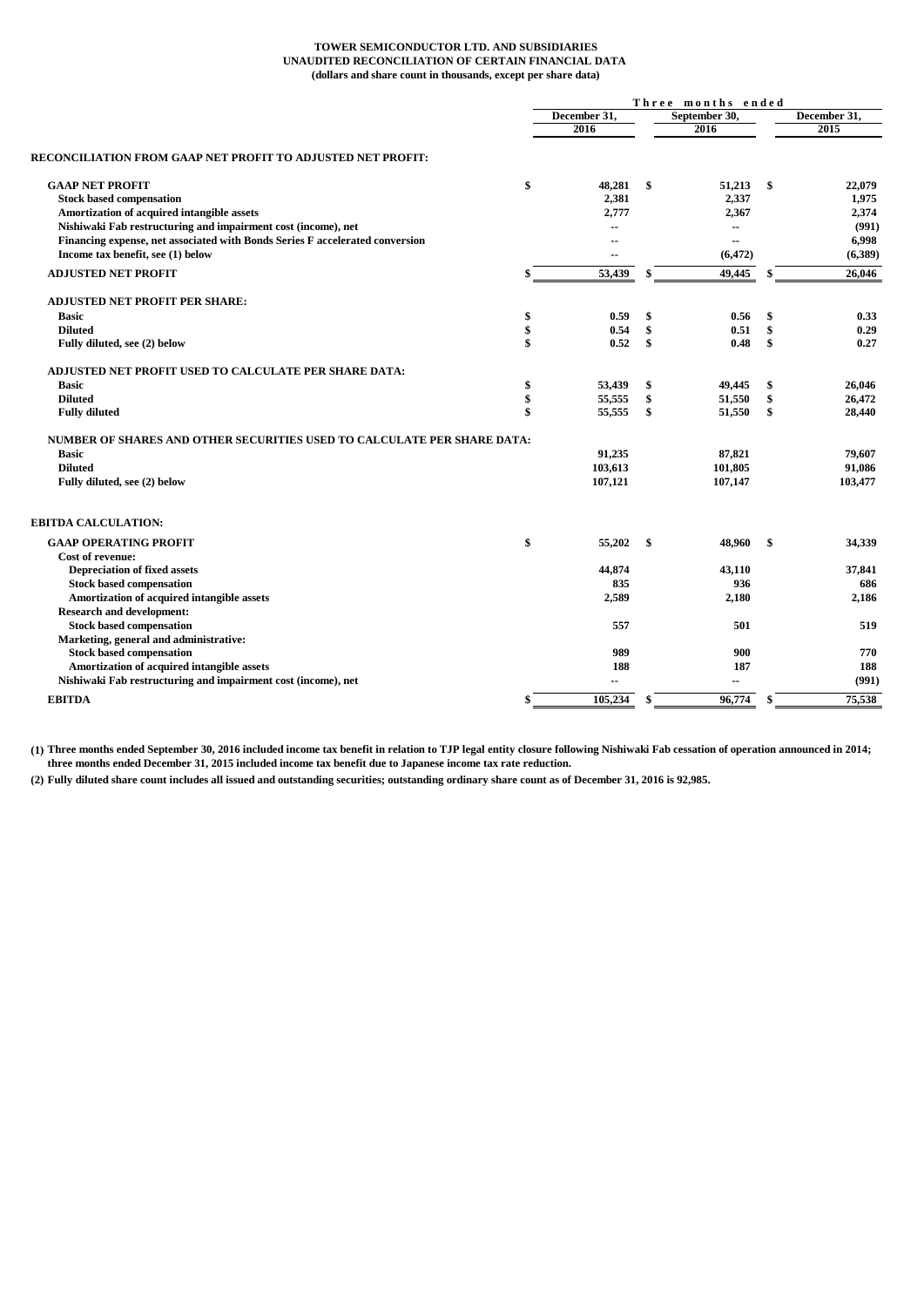**TOWER SEMICONDUCTOR LTD. AND SUBSIDIARIES**
**UNAUDITED RECONCILIATION OF CERTAIN FINANCIAL DATA**
**(dollars and share count in thousands, except per share data)**

| | Three months ended | | |
|---|---|---|---|
| | December 31, 2016 | September 30, 2016 | December 31, 2015 |
| **RECONCILIATION FROM GAAP NET PROFIT TO ADJUSTED NET PROFIT:** | | | |
| **GAAP NET PROFIT** | $ 48,281 | $ 51,213 | $ 22,079 |
| Stock based compensation | 2,381 | 2,337 | 1,975 |
| Amortization of acquired intangible assets | 2,777 | 2,367 | 2,374 |
| Nishiwaki Fab restructuring and impairment cost (income), net | -- | -- | (991) |
| Financing expense, net associated with Bonds Series F accelerated conversion | -- | -- | 6,998 |
| Income tax benefit, see (1) below | -- | (6,472) | (6,389) |
| **ADJUSTED NET PROFIT** | $ 53,439 | $ 49,445 | $ 26,046 |
| **ADJUSTED NET PROFIT PER SHARE:** | | | |
| Basic | $ 0.59 | $ 0.56 | $ 0.33 |
| Diluted | $ 0.54 | $ 0.51 | $ 0.29 |
| Fully diluted, see (2) below | $ 0.52 | $ 0.48 | $ 0.27 |
| **ADJUSTED NET PROFIT USED TO CALCULATE PER SHARE DATA:** | | | |
| Basic | $ 53,439 | $ 49,445 | $ 26,046 |
| Diluted | $ 55,555 | $ 51,550 | $ 26,472 |
| Fully diluted | $ 55,555 | $ 51,550 | $ 28,440 |
| **NUMBER OF SHARES AND OTHER SECURITIES USED TO CALCULATE PER SHARE DATA:** | | | |
| Basic | 91,235 | 87,821 | 79,607 |
| Diluted | 103,613 | 101,805 | 91,086 |
| Fully diluted, see (2) below | 107,121 | 107,147 | 103,477 |
| **EBITDA CALCULATION:** | | | |
| **GAAP OPERATING PROFIT** | $ 55,202 | $ 48,960 | $ 34,339 |
| Cost of revenue: | | | |
| Depreciation of fixed assets | 44,874 | 43,110 | 37,841 |
| Stock based compensation | 835 | 936 | 686 |
| Amortization of acquired intangible assets | 2,589 | 2,180 | 2,186 |
| Research and development: | | | |
| Stock based compensation | 557 | 501 | 519 |
| Marketing, general and administrative: | | | |
| Stock based compensation | 989 | 900 | 770 |
| Amortization of acquired intangible assets | 188 | 187 | 188 |
| Nishiwaki Fab restructuring and impairment cost (income), net | -- | -- | (991) |
| **EBITDA** | $ 105,234 | $ 96,774 | $ 75,538 |

**(1) Three months ended September 30, 2016 included income tax benefit in relation to TJP legal entity closure following Nishiwaki Fab cessation of operation announced in 2014; three months ended December 31, 2015 included income tax benefit due to Japanese income tax rate reduction.**

**(2) Fully diluted share count includes all issued and outstanding securities; outstanding ordinary share count as of December 31, 2016 is 92,985.**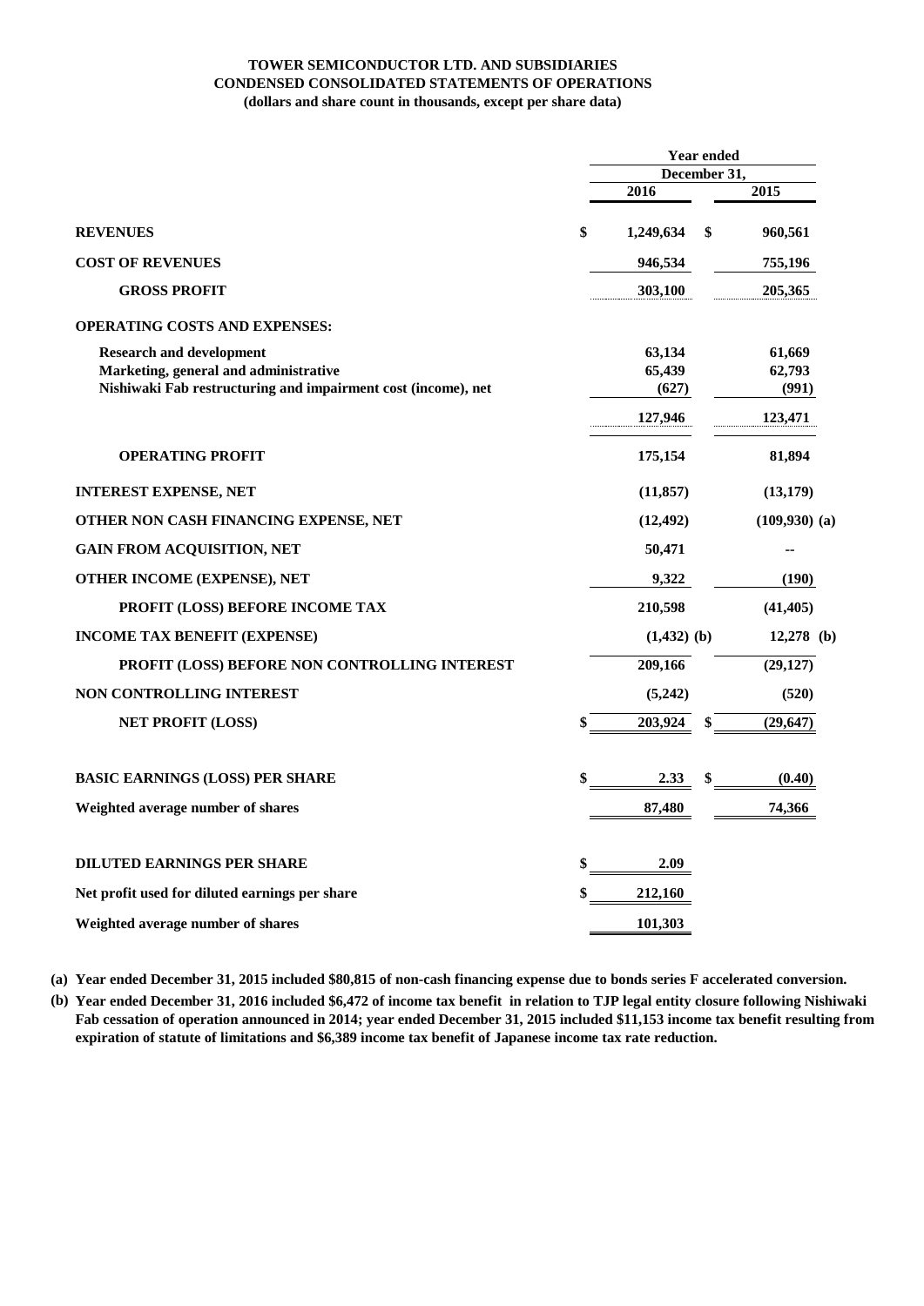**TOWER SEMICONDUCTOR LTD. AND SUBSIDIARIES**
**CONDENSED CONSOLIDATED STATEMENTS OF OPERATIONS**
**(dollars and share count in thousands, except per share data)**

| | Year ended December 31, | |
|---|---|---|
| | 2016 | 2015 |
| **REVENUES** | $ 1,249,634 | $ 960,561 |
| **COST OF REVENUES** | 946,534 | 755,196 |
| **GROSS PROFIT** | 303,100 | 205,365 |
| **OPERATING COSTS AND EXPENSES:** | | |
| Research and development | 63,134 | 61,669 |
| Marketing, general and administrative | 65,439 | 62,793 |
| Nishiwaki Fab restructuring and impairment cost (income), net | (627) | (991) |
| | 127,946 | 123,471 |
| **OPERATING PROFIT** | 175,154 | 81,894 |
| **INTEREST EXPENSE, NET** | (11,857) | (13,179) |
| **OTHER NON CASH FINANCING EXPENSE, NET** | (12,492) | (109,930) (a) |
| **GAIN FROM ACQUISITION, NET** | 50,471 | -- |
| **OTHER INCOME (EXPENSE), NET** | 9,322 | (190) |
| **PROFIT (LOSS) BEFORE INCOME TAX** | 210,598 | (41,405) |
| **INCOME TAX BENEFIT (EXPENSE)** | (1,432) (b) | 12,278 (b) |
| **PROFIT (LOSS) BEFORE NON CONTROLLING INTEREST** | 209,166 | (29,127) |
| **NON CONTROLLING INTEREST** | (5,242) | (520) |
| **NET PROFIT (LOSS)** | $ 203,924 | $ (29,647) |
| **BASIC EARNINGS (LOSS) PER SHARE** | $ 2.33 | $ (0.40) |
| **Weighted average number of shares** | 87,480 | 74,366 |
| **DILUTED EARNINGS PER SHARE** | $ 2.09 | |
| **Net profit used for diluted earnings per share** | $ 212,160 | |
| **Weighted average number of shares** | 101,303 | |

**(a) Year ended December 31, 2015 included $80,815 of non-cash financing expense due to bonds series F accelerated conversion.**

**(b) Year ended December 31, 2016 included $6,472 of income tax benefit in relation to TJP legal entity closure following Nishiwaki Fab cessation of operation announced in 2014; year ended December 31, 2015 included $11,153 income tax benefit resulting from expiration of statute of limitations and $6,389 income tax benefit of Japanese income tax rate reduction.**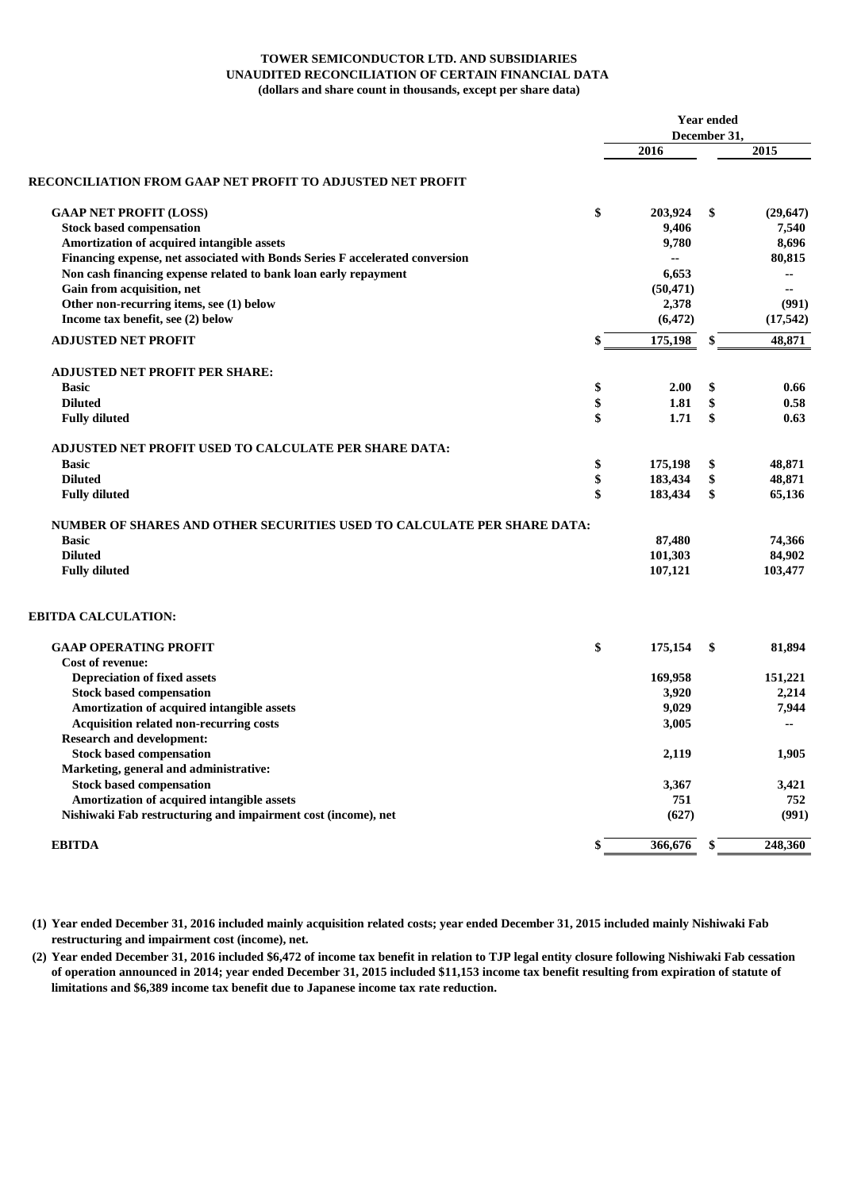**TOWER SEMICONDUCTOR LTD. AND SUBSIDIARIES**
**UNAUDITED RECONCILIATION OF CERTAIN FINANCIAL DATA**
**(dollars and share count in thousands, except per share data)**

| | Year ended December 31, 2016 | Year ended December 31, 2015 |
|---|---|---|
| **RECONCILIATION FROM GAAP NET PROFIT TO ADJUSTED NET PROFIT** | | |
| **GAAP NET PROFIT (LOSS)** | $ 203,924 | $ (29,647) |
| Stock based compensation | 9,406 | 7,540 |
| Amortization of acquired intangible assets | 9,780 | 8,696 |
| Financing expense, net associated with Bonds Series F accelerated conversion | -- | 80,815 |
| Non cash financing expense related to bank loan early repayment | 6,653 | -- |
| Gain from acquisition, net | (50,471) | -- |
| Other non-recurring items, see (1) below | 2,378 | (991) |
| Income tax benefit, see (2) below | (6,472) | (17,542) |
| **ADJUSTED NET PROFIT** | $ 175,198 | $ 48,871 |
| **ADJUSTED NET PROFIT PER SHARE:** | | |
| Basic | $ 2.00 | $ 0.66 |
| Diluted | $ 1.81 | $ 0.58 |
| Fully diluted | $ 1.71 | $ 0.63 |
| **ADJUSTED NET PROFIT USED TO CALCULATE PER SHARE DATA:** | | |
| Basic | $ 175,198 | $ 48,871 |
| Diluted | $ 183,434 | $ 48,871 |
| Fully diluted | $ 183,434 | $ 65,136 |
| **NUMBER OF SHARES AND OTHER SECURITIES USED TO CALCULATE PER SHARE DATA:** | | |
| Basic | 87,480 | 74,366 |
| Diluted | 101,303 | 84,902 |
| Fully diluted | 107,121 | 103,477 |
| **EBITDA CALCULATION:** | | |
| **GAAP OPERATING PROFIT** | $ 175,154 | $ 81,894 |
| Cost of revenue: | | |
| Depreciation of fixed assets | 169,958 | 151,221 |
| Stock based compensation | 3,920 | 2,214 |
| Amortization of acquired intangible assets | 9,029 | 7,944 |
| Acquisition related non-recurring costs | 3,005 | -- |
| Research and development: | | |
| Stock based compensation | 2,119 | 1,905 |
| Marketing, general and administrative: | | |
| Stock based compensation | 3,367 | 3,421 |
| Amortization of acquired intangible assets | 751 | 752 |
| Nishiwaki Fab restructuring and impairment cost (income), net | (627) | (991) |
| **EBITDA** | $ 366,676 | $ 248,360 |

(1) Year ended December 31, 2016 included mainly acquisition related costs; year ended December 31, 2015 included mainly Nishiwaki Fab restructuring and impairment cost (income), net.

(2) Year ended December 31, 2016 included $6,472 of income tax benefit in relation to TJP legal entity closure following Nishiwaki Fab cessation of operation announced in 2014; year ended December 31, 2015 included $11,153 income tax benefit resulting from expiration of statute of limitations and $6,389 income tax benefit due to Japanese income tax rate reduction.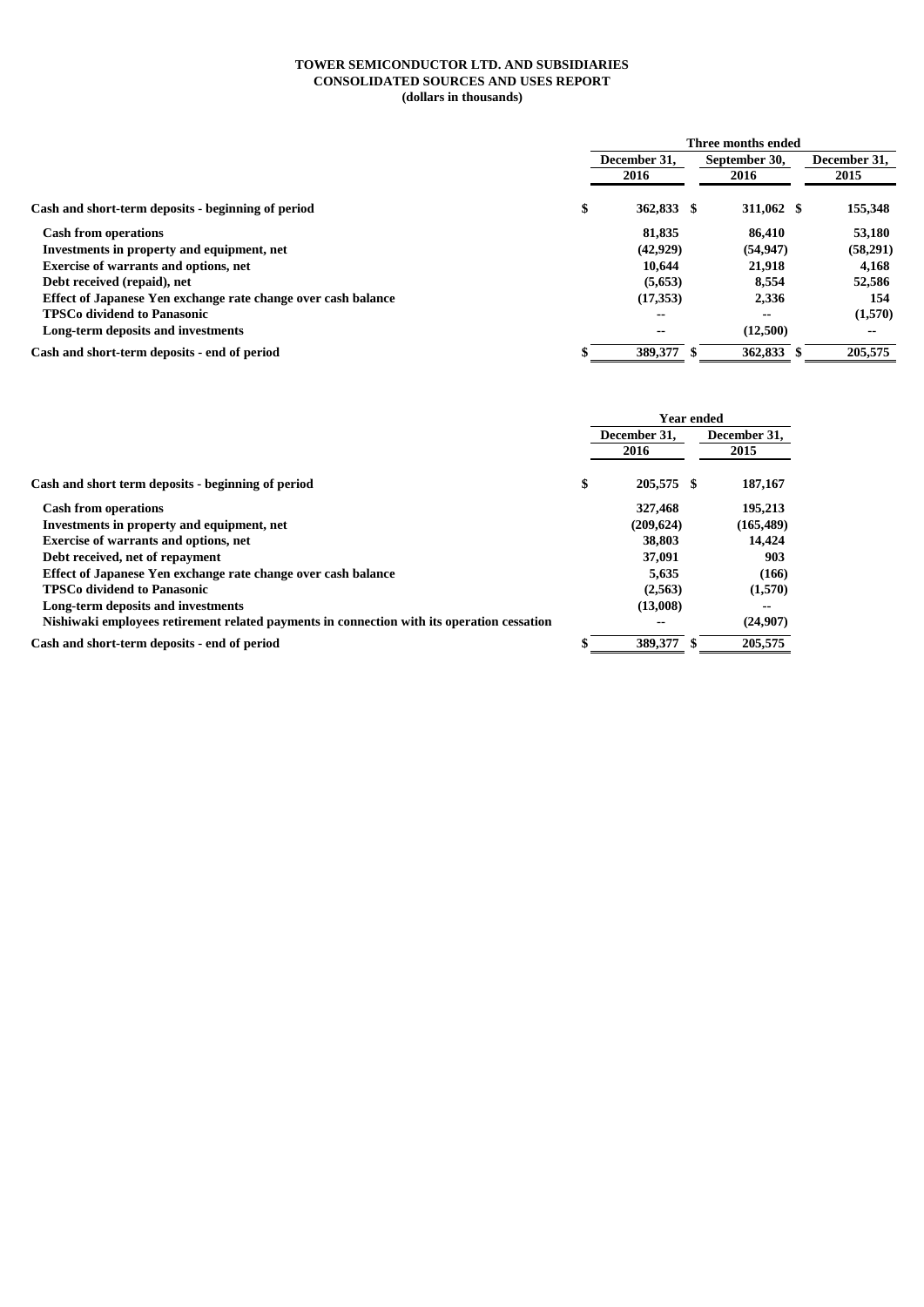**TOWER SEMICONDUCTOR LTD. AND SUBSIDIARIES**
**CONSOLIDATED SOURCES AND USES REPORT**
**(dollars in thousands)**

| | Three months ended | | |
|---|---|---|---|
| | December 31, 2016 | September 30, 2016 | December 31, 2015 |
| **Cash and short-term deposits - beginning of period** | $ 362,833 | $ 311,062 | $ 155,348 |
| **Cash from operations** | 81,835 | 86,410 | 53,180 |
| **Investments in property and equipment, net** | (42,929) | (54,947) | (58,291) |
| **Exercise of warrants and options, net** | 10,644 | 21,918 | 4,168 |
| **Debt received (repaid), net** | (5,653) | 8,554 | 52,586 |
| **Effect of Japanese Yen exchange rate change over cash balance** | (17,353) | 2,336 | 154 |
| **TPSCo dividend to Panasonic** | -- | -- | (1,570) |
| **Long-term deposits and investments** | -- | (12,500) | -- |
| **Cash and short-term deposits - end of period** | $ 389,377 | $ 362,833 | $ 205,575 |

| | Year ended | |
|---|---|---|
| | December 31, 2016 | December 31, 2015 |
| **Cash and short term deposits - beginning of period** | $ 205,575 | $ 187,167 |
| **Cash from operations** | 327,468 | 195,213 |
| **Investments in property and equipment, net** | (209,624) | (165,489) |
| **Exercise of warrants and options, net** | 38,803 | 14,424 |
| **Debt received, net of repayment** | 37,091 | 903 |
| **Effect of Japanese Yen exchange rate change over cash balance** | 5,635 | (166) |
| **TPSCo dividend to Panasonic** | (2,563) | (1,570) |
| **Long-term deposits and investments** | (13,008) | -- |
| **Nishiwaki employees retirement related payments in connection with its operation cessation** | -- | (24,907) |
| **Cash and short-term deposits - end of period** | $ 389,377 | $ 205,575 |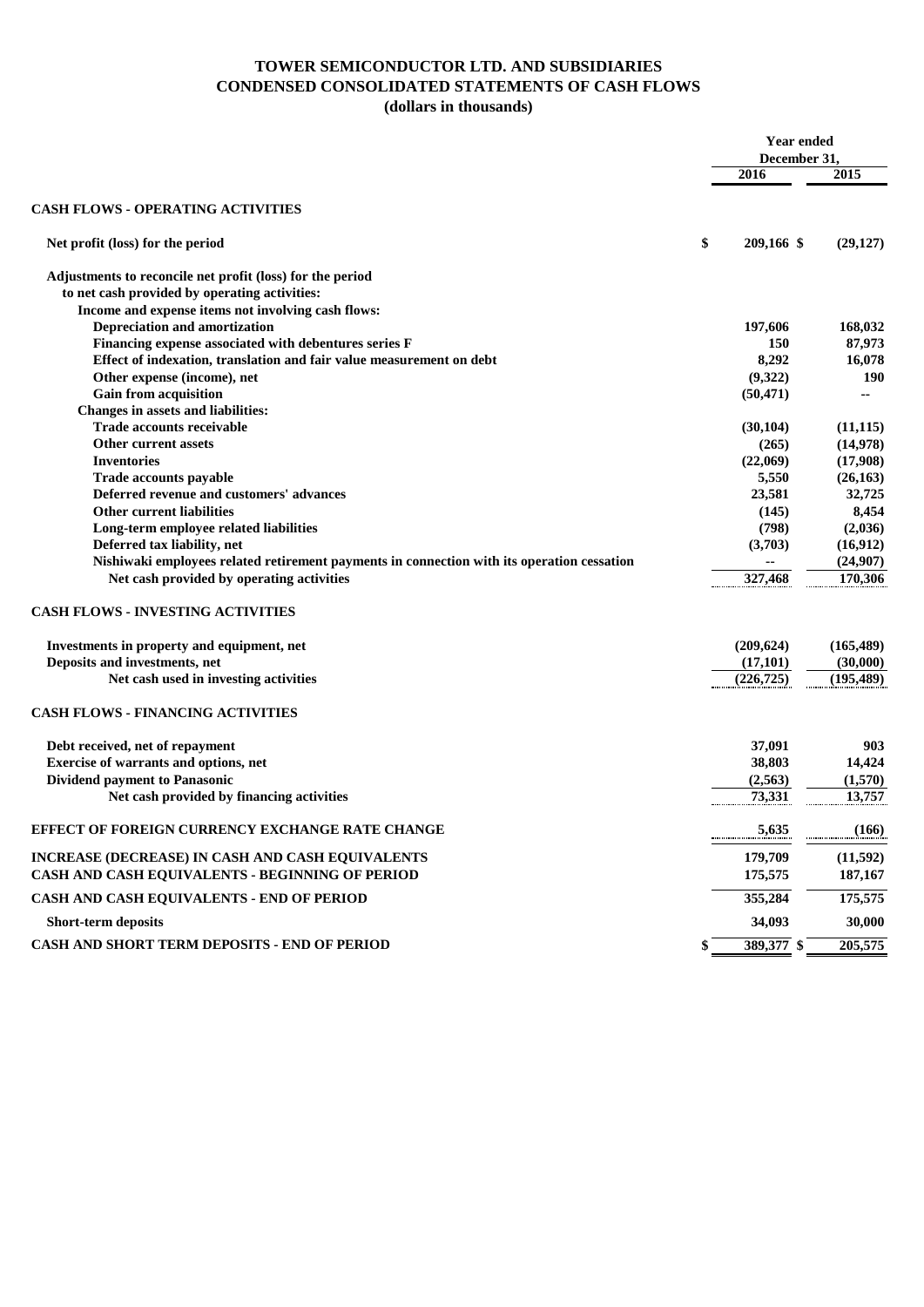# TOWER SEMICONDUCTOR LTD. AND SUBSIDIARIES
## CONDENSED CONSOLIDATED STATEMENTS OF CASH FLOWS
### (dollars in thousands)

| | Year ended December 31, 2016 | Year ended December 31, 2015 |
|---|---|---|
| **CASH FLOWS - OPERATING ACTIVITIES** | | |
| Net profit (loss) for the period | $ 209,166 | $ (29,127) |
| Adjustments to reconcile net profit (loss) for the period to net cash provided by operating activities: | | |
| Income and expense items not involving cash flows: | | |
| Depreciation and amortization | 197,606 | 168,032 |
| Financing expense associated with debentures series F | 150 | 87,973 |
| Effect of indexation, translation and fair value measurement on debt | 8,292 | 16,078 |
| Other expense (income), net | (9,322) | 190 |
| Gain from acquisition | (50,471) | -- |
| Changes in assets and liabilities: | | |
| Trade accounts receivable | (30,104) | (11,115) |
| Other current assets | (265) | (14,978) |
| Inventories | (22,069) | (17,908) |
| Trade accounts payable | 5,550 | (26,163) |
| Deferred revenue and customers' advances | 23,581 | 32,725 |
| Other current liabilities | (145) | 8,454 |
| Long-term employee related liabilities | (798) | (2,036) |
| Deferred tax liability, net | (3,703) | (16,912) |
| Nishiwaki employees related retirement payments in connection with its operation cessation | -- | (24,907) |
| Net cash provided by operating activities | 327,468 | 170,306 |
| **CASH FLOWS - INVESTING ACTIVITIES** | | |
| Investments in property and equipment, net | (209,624) | (165,489) |
| Deposits and investments, net | (17,101) | (30,000) |
| Net cash used in investing activities | (226,725) | (195,489) |
| **CASH FLOWS - FINANCING ACTIVITIES** | | |
| Debt received, net of repayment | 37,091 | 903 |
| Exercise of warrants and options, net | 38,803 | 14,424 |
| Dividend payment to Panasonic | (2,563) | (1,570) |
| Net cash provided by financing activities | 73,331 | 13,757 |
| **EFFECT OF FOREIGN CURRENCY EXCHANGE RATE CHANGE** | 5,635 | (166) |
| **INCREASE (DECREASE) IN CASH AND CASH EQUIVALENTS** | 179,709 | (11,592) |
| **CASH AND CASH EQUIVALENTS - BEGINNING OF PERIOD** | 175,575 | 187,167 |
| **CASH AND CASH EQUIVALENTS - END OF PERIOD** | 355,284 | 175,575 |
| Short-term deposits | 34,093 | 30,000 |
| **CASH AND SHORT TERM DEPOSITS - END OF PERIOD** | $ 389,377 | $ 205,575 |